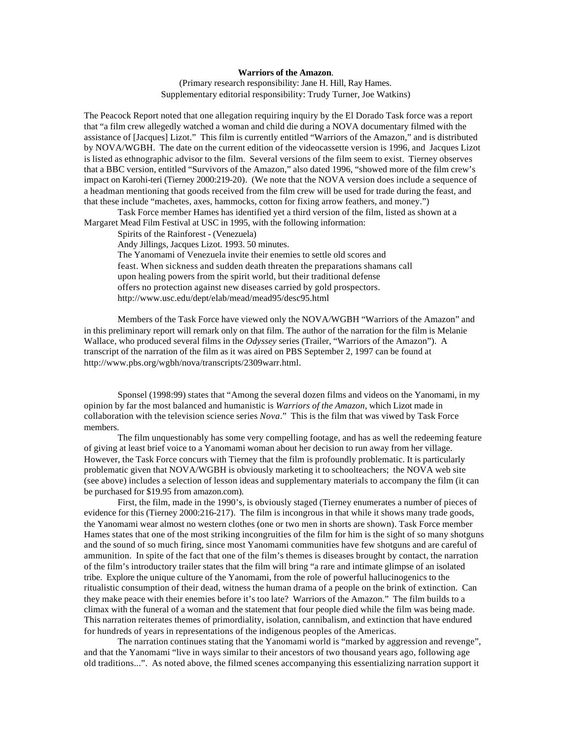**Warriors of the Amazon**.

(Primary research responsibility: Jane H. Hill, Ray Hames.
Supplementary editorial responsibility: Trudy Turner, Joe Watkins)

The Peacock Report noted that one allegation requiring inquiry by the El Dorado Task force was a report that "a film crew allegedly watched a woman and child die during a NOVA documentary filmed with the assistance of [Jacques] Lizot." This film is currently entitled "Warriors of the Amazon," and is distributed by NOVA/WGBH. The date on the current edition of the videocassette version is 1996, and Jacques Lizot is listed as ethnographic advisor to the film. Several versions of the film seem to exist. Tierney observes that a BBC version, entitled "Survivors of the Amazon," also dated 1996, "showed more of the film crew's impact on Karohi-teri (Tierney 2000:219-20). (We note that the NOVA version does include a sequence of a headman mentioning that goods received from the film crew will be used for trade during the feast, and that these include "machetes, axes, hammocks, cotton for fixing arrow feathers, and money.")

Task Force member Hames has identified yet a third version of the film, listed as shown at a Margaret Mead Film Festival at USC in 1995, with the following information:

> Spirits of the Rainforest - (Venezuela)
> Andy Jillings, Jacques Lizot. 1993. 50 minutes.
> The Yanomami of Venezuela invite their enemies to settle old scores and feast. When sickness and sudden death threaten the preparations shamans call upon healing powers from the spirit world, but their traditional defense offers no protection against new diseases carried by gold prospectors.
> http://www.usc.edu/dept/elab/mead/mead95/desc95.html

Members of the Task Force have viewed only the NOVA/WGBH "Warriors of the Amazon" and in this preliminary report will remark only on that film. The author of the narration for the film is Melanie Wallace, who produced several films in the *Odyssey* series (Trailer, "Warriors of the Amazon"). A transcript of the narration of the film as it was aired on PBS September 2, 1997 can be found at http://www.pbs.org/wgbh/nova/transcripts/2309warr.html.

Sponsel (1998:99) states that "Among the several dozen films and videos on the Yanomami, in my opinion by far the most balanced and humanistic is *Warriors of the Amazon*, which Lizot made in collaboration with the television science series *Nova*." This is the film that was viwed by Task Force members.

The film unquestionably has some very compelling footage, and has as well the redeeming feature of giving at least brief voice to a Yanomami woman about her decision to run away from her village. However, the Task Force concurs with Tierney that the film is profoundly problematic. It is particularly problematic given that NOVA/WGBH is obviously marketing it to schoolteachers; the NOVA web site (see above) includes a selection of lesson ideas and supplementary materials to accompany the film (it can be purchased for $19.95 from amazon.com).

First, the film, made in the 1990's, is obviously staged (Tierney enumerates a number of pieces of evidence for this (Tierney 2000:216-217). The film is incongrous in that while it shows many trade goods, the Yanomami wear almost no western clothes (one or two men in shorts are shown). Task Force member Hames states that one of the most striking incongruities of the film for him is the sight of so many shotguns and the sound of so much firing, since most Yanomami communities have few shotguns and are careful of ammunition. In spite of the fact that one of the film's themes is diseases brought by contact, the narration of the film's introductory trailer states that the film will bring "a rare and intimate glimpse of an isolated tribe. Explore the unique culture of the Yanomami, from the role of powerful hallucinogenics to the ritualistic consumption of their dead, witness the human drama of a people on the brink of extinction. Can they make peace with their enemies before it's too late? Warriors of the Amazon." The film builds to a climax with the funeral of a woman and the statement that four people died while the film was being made. This narration reiterates themes of primordiality, isolation, cannibalism, and extinction that have endured for hundreds of years in representations of the indigenous peoples of the Americas.

The narration continues stating that the Yanomami world is "marked by aggression and revenge", and that the Yanomami "live in ways similar to their ancestors of two thousand years ago, following age old traditions...". As noted above, the filmed scenes accompanying this essentializing narration support it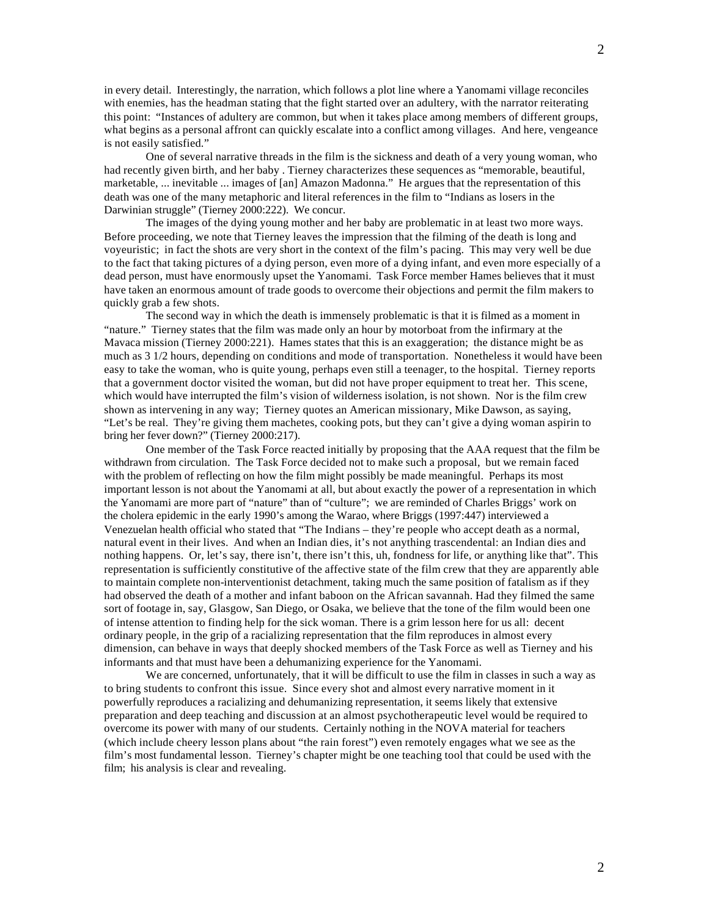in every detail. Interestingly, the narration, which follows a plot line where a Yanomami village reconciles with enemies, has the headman stating that the fight started over an adultery, with the narrator reiterating this point: "Instances of adultery are common, but when it takes place among members of different groups, what begins as a personal affront can quickly escalate into a conflict among villages. And here, vengeance is not easily satisfied."

One of several narrative threads in the film is the sickness and death of a very young woman, who had recently given birth, and her baby . Tierney characterizes these sequences as "memorable, beautiful, marketable, ... inevitable ... images of [an] Amazon Madonna." He argues that the representation of this death was one of the many metaphoric and literal references in the film to "Indians as losers in the Darwinian struggle" (Tierney 2000:222). We concur.

The images of the dying young mother and her baby are problematic in at least two more ways. Before proceeding, we note that Tierney leaves the impression that the filming of the death is long and voyeuristic; in fact the shots are very short in the context of the film's pacing. This may very well be due to the fact that taking pictures of a dying person, even more of a dying infant, and even more especially of a dead person, must have enormously upset the Yanomami. Task Force member Hames believes that it must have taken an enormous amount of trade goods to overcome their objections and permit the film makers to quickly grab a few shots.

The second way in which the death is immensely problematic is that it is filmed as a moment in "nature." Tierney states that the film was made only an hour by motorboat from the infirmary at the Mavaca mission (Tierney 2000:221). Hames states that this is an exaggeration; the distance might be as much as 3 1/2 hours, depending on conditions and mode of transportation. Nonetheless it would have been easy to take the woman, who is quite young, perhaps even still a teenager, to the hospital. Tierney reports that a government doctor visited the woman, but did not have proper equipment to treat her. This scene, which would have interrupted the film's vision of wilderness isolation, is not shown. Nor is the film crew shown as intervening in any way; Tierney quotes an American missionary, Mike Dawson, as saying, "Let's be real. They're giving them machetes, cooking pots, but they can't give a dying woman aspirin to bring her fever down?" (Tierney 2000:217).

One member of the Task Force reacted initially by proposing that the AAA request that the film be withdrawn from circulation. The Task Force decided not to make such a proposal, but we remain faced with the problem of reflecting on how the film might possibly be made meaningful. Perhaps its most important lesson is not about the Yanomami at all, but about exactly the power of a representation in which the Yanomami are more part of "nature" than of "culture"; we are reminded of Charles Briggs' work on the cholera epidemic in the early 1990's among the Warao, where Briggs (1997:447) interviewed a Venezuelan health official who stated that "The Indians – they're people who accept death as a normal, natural event in their lives. And when an Indian dies, it's not anything trascendental: an Indian dies and nothing happens. Or, let's say, there isn't, there isn't this, uh, fondness for life, or anything like that". This representation is sufficiently constitutive of the affective state of the film crew that they are apparently able to maintain complete non-interventionist detachment, taking much the same position of fatalism as if they had observed the death of a mother and infant baboon on the African savannah. Had they filmed the same sort of footage in, say, Glasgow, San Diego, or Osaka, we believe that the tone of the film would been one of intense attention to finding help for the sick woman. There is a grim lesson here for us all: decent ordinary people, in the grip of a racializing representation that the film reproduces in almost every dimension, can behave in ways that deeply shocked members of the Task Force as well as Tierney and his informants and that must have been a dehumanizing experience for the Yanomami.

We are concerned, unfortunately, that it will be difficult to use the film in classes in such a way as to bring students to confront this issue. Since every shot and almost every narrative moment in it powerfully reproduces a racializing and dehumanizing representation, it seems likely that extensive preparation and deep teaching and discussion at an almost psychotherapeutic level would be required to overcome its power with many of our students. Certainly nothing in the NOVA material for teachers (which include cheery lesson plans about "the rain forest") even remotely engages what we see as the film's most fundamental lesson. Tierney's chapter might be one teaching tool that could be used with the film; his analysis is clear and revealing.